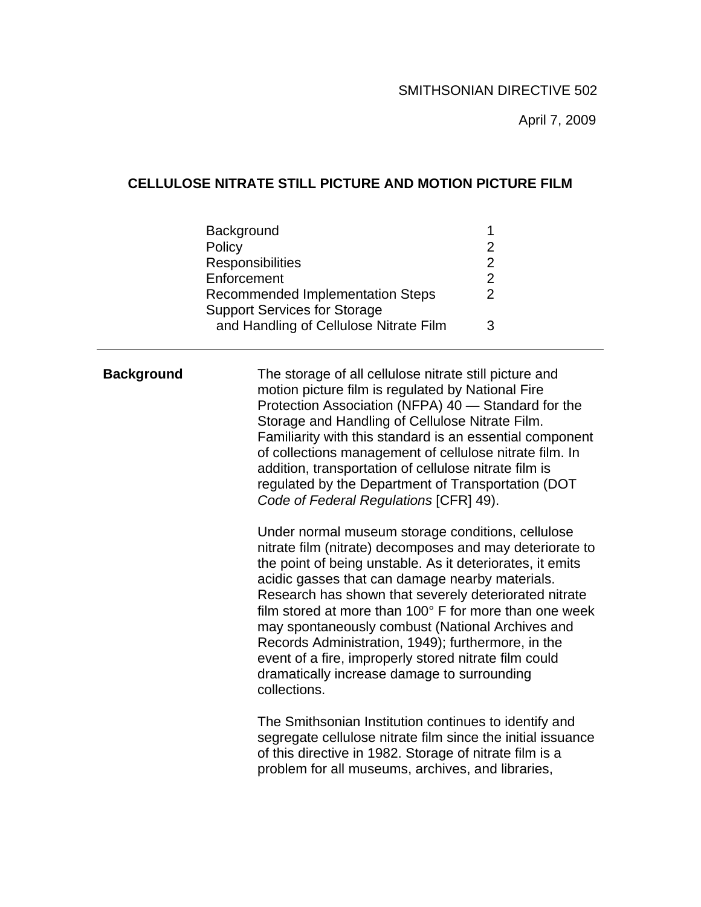SMITHSONIAN DIRECTIVE 502

April 7, 2009

# CELLULOSE NITRATE STILL PICTURE AND MOTION PICTURE FILM

| | |
|---|---|
| Background | 1 |
| Policy | 2 |
| Responsibilities | 2 |
| Enforcement | 2 |
| Recommended Implementation Steps | 2 |
| Support Services for Storage and Handling of Cellulose Nitrate Film | 3 |

---

## Background

The storage of all cellulose nitrate still picture and motion picture film is regulated by National Fire Protection Association (NFPA) 40 — Standard for the Storage and Handling of Cellulose Nitrate Film. Familiarity with this standard is an essential component of collections management of cellulose nitrate film. In addition, transportation of cellulose nitrate film is regulated by the Department of Transportation (DOT *Code of Federal Regulations* [CFR] 49).

Under normal museum storage conditions, cellulose nitrate film (nitrate) decomposes and may deteriorate to the point of being unstable. As it deteriorates, it emits acidic gasses that can damage nearby materials. Research has shown that severely deteriorated nitrate film stored at more than 100° F for more than one week may spontaneously combust (National Archives and Records Administration, 1949); furthermore, in the event of a fire, improperly stored nitrate film could dramatically increase damage to surrounding collections.

The Smithsonian Institution continues to identify and segregate cellulose nitrate film since the initial issuance of this directive in 1982. Storage of nitrate film is a problem for all museums, archives, and libraries,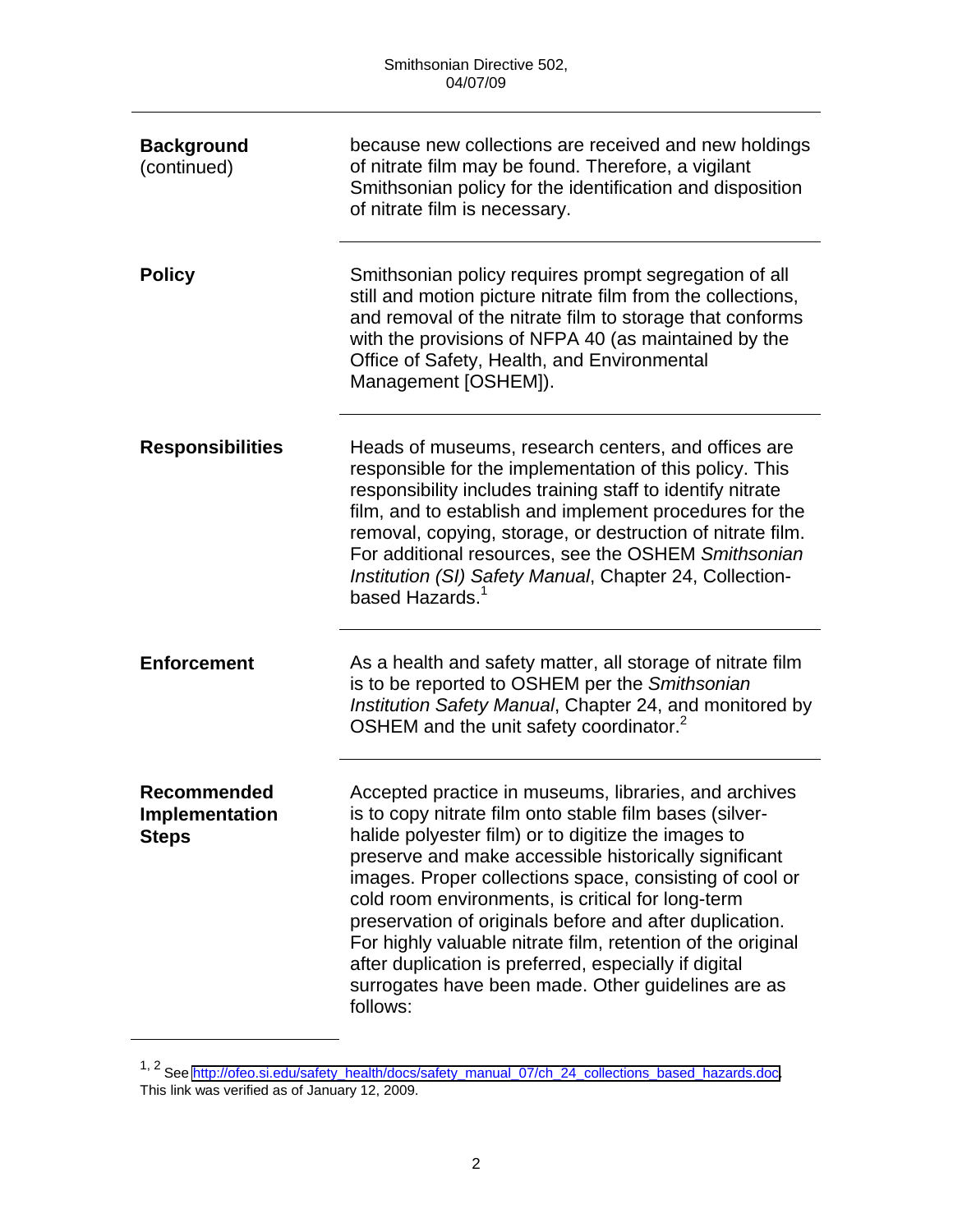**Background** (continued)

because new collections are received and new holdings of nitrate film may be found. Therefore, a vigilant Smithsonian policy for the identification and disposition of nitrate film is necessary.

**Policy**

Smithsonian policy requires prompt segregation of all still and motion picture nitrate film from the collections, and removal of the nitrate film to storage that conforms with the provisions of NFPA 40 (as maintained by the Office of Safety, Health, and Environmental Management [OSHEM]).

**Responsibilities**

Heads of museums, research centers, and offices are responsible for the implementation of this policy. This responsibility includes training staff to identify nitrate film, and to establish and implement procedures for the removal, copying, storage, or destruction of nitrate film. For additional resources, see the OSHEM *Smithsonian Institution (SI) Safety Manual*, Chapter 24, Collection-based Hazards.[1]

**Enforcement**

As a health and safety matter, all storage of nitrate film is to be reported to OSHEM per the *Smithsonian Institution Safety Manual*, Chapter 24, and monitored by OSHEM and the unit safety coordinator.[2]

**Recommended Implementation Steps**

Accepted practice in museums, libraries, and archives is to copy nitrate film onto stable film bases (silver-halide polyester film) or to digitize the images to preserve and make accessible historically significant images. Proper collections space, consisting of cool or cold room environments, is critical for long-term preservation of originals before and after duplication. For highly valuable nitrate film, retention of the original after duplication is preferred, especially if digital surrogates have been made. Other guidelines are as follows:

---

[1, 2] See http://ofeo.si.edu/safety_health/docs/safety_manual_07/ch_24_collections_based_hazards.doc. This link was verified as of January 12, 2009.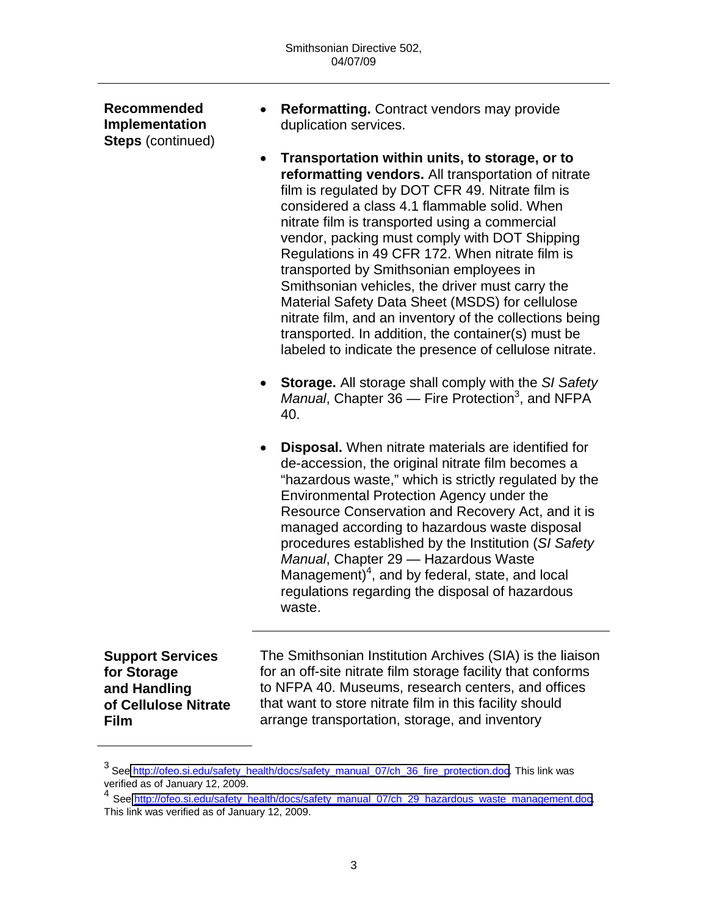**Recommended Implementation Steps** (continued)

- **Reformatting.** Contract vendors may provide duplication services.
- **Transportation within units, to storage, or to reformatting vendors.** All transportation of nitrate film is regulated by DOT CFR 49. Nitrate film is considered a class 4.1 flammable solid. When nitrate film is transported using a commercial vendor, packing must comply with DOT Shipping Regulations in 49 CFR 172. When nitrate film is transported by Smithsonian employees in Smithsonian vehicles, the driver must carry the Material Safety Data Sheet (MSDS) for cellulose nitrate film, and an inventory of the collections being transported. In addition, the container(s) must be labeled to indicate the presence of cellulose nitrate.
- **Storage.** All storage shall comply with the *SI Safety Manual*, Chapter 36 — Fire Protection[3], and NFPA 40.
- **Disposal.** When nitrate materials are identified for de-accession, the original nitrate film becomes a "hazardous waste," which is strictly regulated by the Environmental Protection Agency under the Resource Conservation and Recovery Act, and it is managed according to hazardous waste disposal procedures established by the Institution (*SI Safety Manual*, Chapter 29 — Hazardous Waste Management)[4], and by federal, state, and local regulations regarding the disposal of hazardous waste.

**Support Services for Storage and Handling of Cellulose Nitrate Film**

The Smithsonian Institution Archives (SIA) is the liaison for an off-site nitrate film storage facility that conforms to NFPA 40. Museums, research centers, and offices that want to store nitrate film in this facility should arrange transportation, storage, and inventory

---

[3] See http://ofeo.si.edu/safety_health/docs/safety_manual_07/ch_36_fire_protection.doc. This link was verified as of January 12, 2009.

[4] See http://ofeo.si.edu/safety_health/docs/safety_manual_07/ch_29_hazardous_waste_management.doc. This link was verified as of January 12, 2009.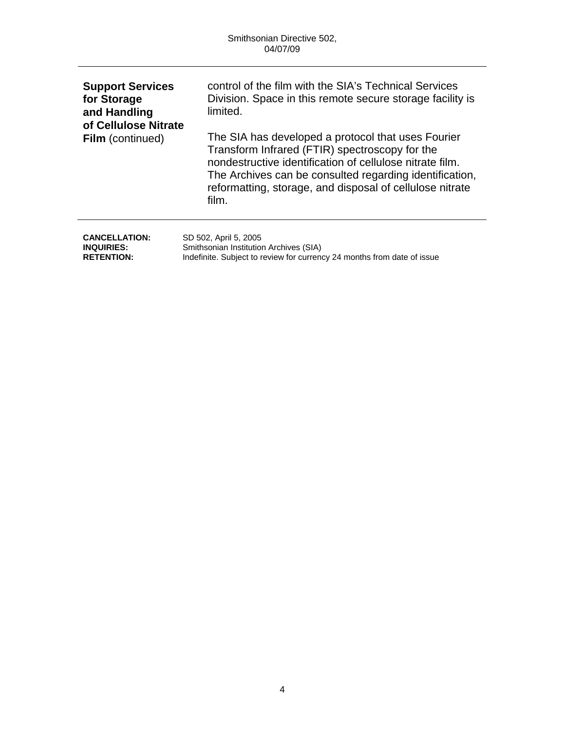**Support Services for Storage and Handling of Cellulose Nitrate Film** (continued)

control of the film with the SIA's Technical Services Division. Space in this remote secure storage facility is limited.

The SIA has developed a protocol that uses Fourier Transform Infrared (FTIR) spectroscopy for the nondestructive identification of cellulose nitrate film. The Archives can be consulted regarding identification, reformatting, storage, and disposal of cellulose nitrate film.

---

**CANCELLATION:** SD 502, April 5, 2005
**INQUIRIES:** Smithsonian Institution Archives (SIA)
**RETENTION:** Indefinite. Subject to review for currency 24 months from date of issue